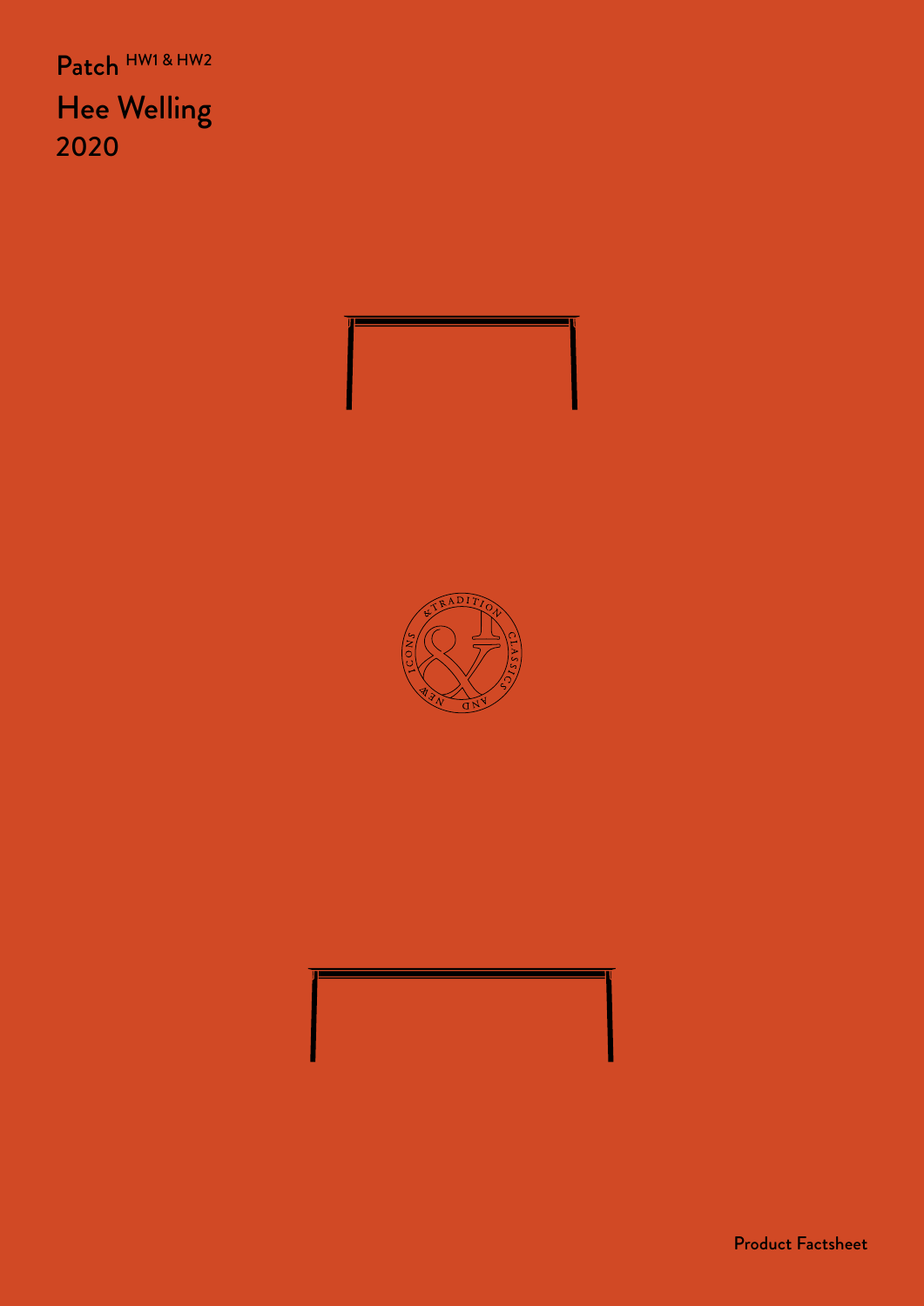# Patch HW1 & HW2

## Hee Welling

2020

Product Factsheet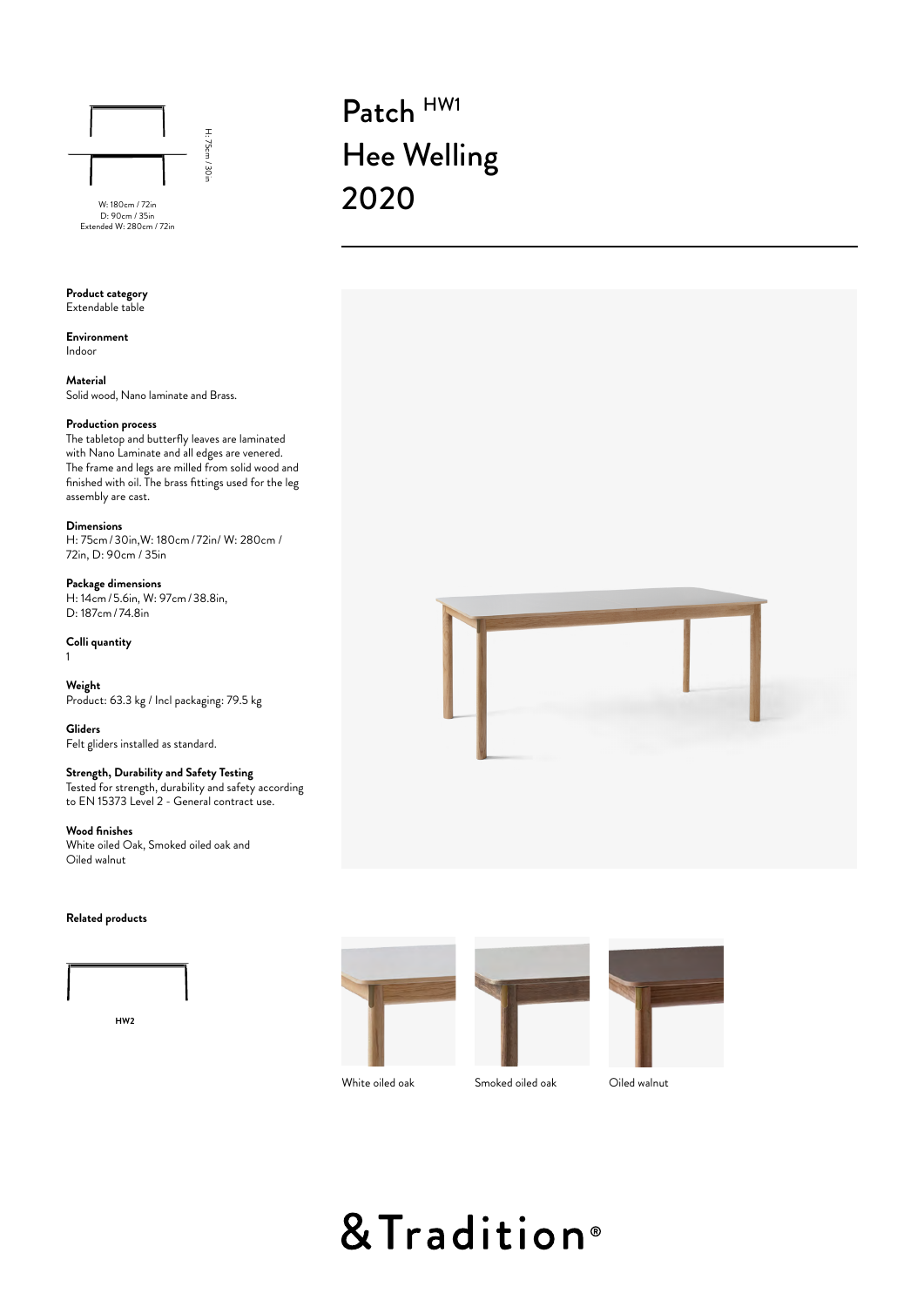# Patch HW1
# Hee Welling
# 2020

H: 75cm / 30in

W: 180cm / 72in
D: 90cm / 35in
Extended W: 280cm / 72in

**Product category**
Extendable table

**Environment**
Indoor

**Material**
Solid wood, Nano laminate and Brass.

**Production process**
The tabletop and butterfly leaves are laminated with Nano Laminate and all edges are venered. The frame and legs are milled from solid wood and finished with oil. The brass fittings used for the leg assembly are cast.

**Dimensions**
H: 75cm / 30in,W: 180cm / 72in/ W: 280cm / 72in, D: 90cm / 35in

**Package dimensions**
H: 14cm / 5.6in, W: 97cm / 38.8in, D: 187cm / 74.8in

**Colli quantity**
1

**Weight**
Product: 63.3 kg / Incl packaging: 79.5 kg

**Gliders**
Felt gliders installed as standard.

**Strength, Durability and Safety Testing**
Tested for strength, durability and safety according to EN 15373 Level 2 - General contract use.

**Wood finishes**
White oiled Oak, Smoked oiled oak and Oiled walnut

**Related products**

HW2

White oiled oak

Smoked oiled oak

Oiled walnut

&Tradition®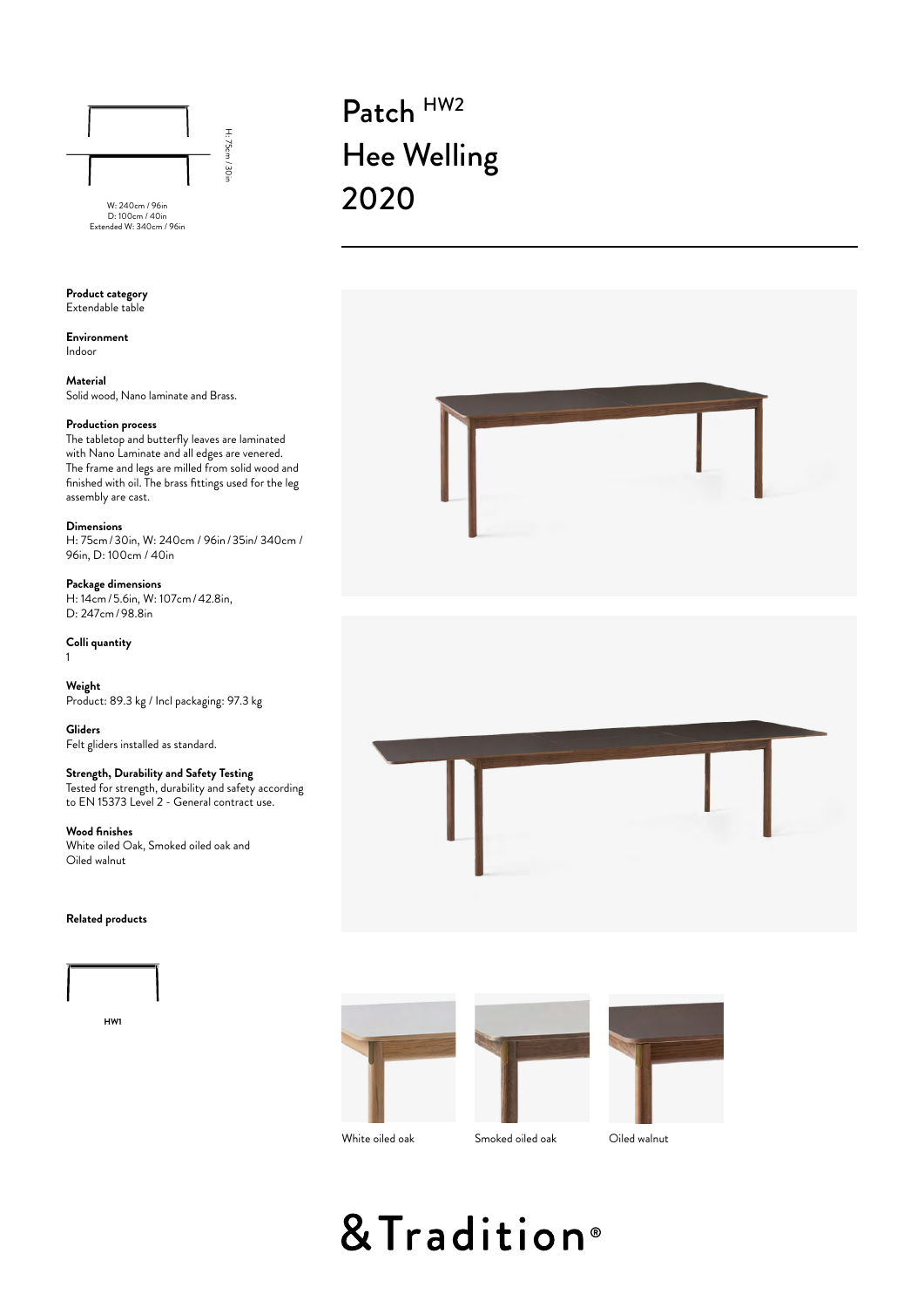H: 75cm / 30in

W: 240cm / 96in
D: 100cm / 40in
Extended W: 340cm / 96in

# Patch HW2
# Hee Welling
# 2020

**Product category**
Extendable table

**Environment**
Indoor

**Material**
Solid wood, Nano laminate and Brass.

**Production process**
The tabletop and butterfly leaves are laminated with Nano Laminate and all edges are venered. The frame and legs are milled from solid wood and finished with oil. The brass fittings used for the leg assembly are cast.

**Dimensions**
H: 75cm / 30in, W: 240cm / 96in / 35in/ 340cm / 96in, D: 100cm / 40in

**Package dimensions**
H: 14cm / 5.6in, W: 107cm / 42.8in, D: 247cm / 98.8in

**Colli quantity**
1

**Weight**
Product: 89.3 kg / Incl packaging: 97.3 kg

**Gliders**
Felt gliders installed as standard.

**Strength, Durability and Safety Testing**
Tested for strength, durability and safety according to EN 15373 Level 2 - General contract use.

**Wood finishes**
White oiled Oak, Smoked oiled oak and Oiled walnut

**Related products**

HW1

White oiled oak

Smoked oiled oak

Oiled walnut

&Tradition®